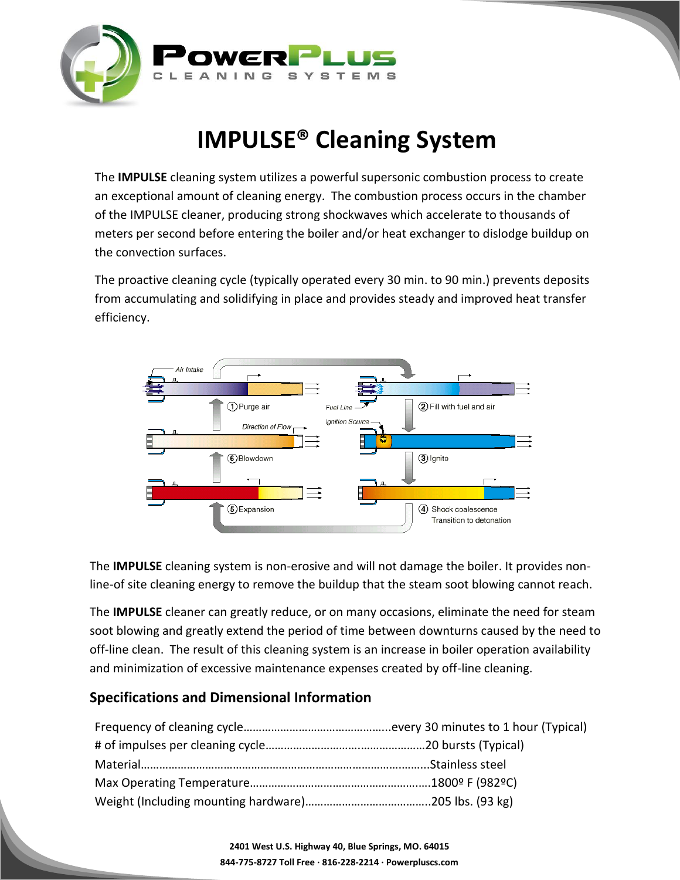**PowerPlus**
CLEANING SYSTEMS

# IMPULSE® Cleaning System

The **IMPULSE** cleaning system utilizes a powerful supersonic combustion process to create an exceptional amount of cleaning energy. The combustion process occurs in the chamber of the IMPULSE cleaner, producing strong shockwaves which accelerate to thousands of meters per second before entering the boiler and/or heat exchanger to dislodge buildup on the convection surfaces.

The proactive cleaning cycle (typically operated every 30 min. to 90 min.) prevents deposits from accumulating and solidifying in place and provides steady and improved heat transfer efficiency.

Air Intake
Fuel Line
Ignition Source
Direction of Flow

1. Purge air
2. Fill with fuel and air
3. Ignite
4. Shock coalescence Transition to detonation
5. Expansion
6. Blowdown

The **IMPULSE** cleaning system is non-erosive and will not damage the boiler. It provides non-line-of site cleaning energy to remove the buildup that the steam soot blowing cannot reach.

The **IMPULSE** cleaner can greatly reduce, or on many occasions, eliminate the need for steam soot blowing and greatly extend the period of time between downturns caused by the need to off-line clean. The result of this cleaning system is an increase in boiler operation availability and minimization of excessive maintenance expenses created by off-line cleaning.

## Specifications and Dimensional Information

Frequency of cleaning cycle……………………………………….every 30 minutes to 1 hour (Typical)
# of impulses per cleaning cycle……………………………………………20 bursts (Typical)
Material………………………………………………………………………………..Stainless steel
Max Operating Temperature………………………………………………….1800º F (982ºC)
Weight (Including mounting hardware)………………………………….205 lbs. (93 kg)

**2401 West U.S. Highway 40, Blue Springs, MO. 64015**
**844-775-8727 Toll Free · 816-228-2214 · Powerpluscs.com**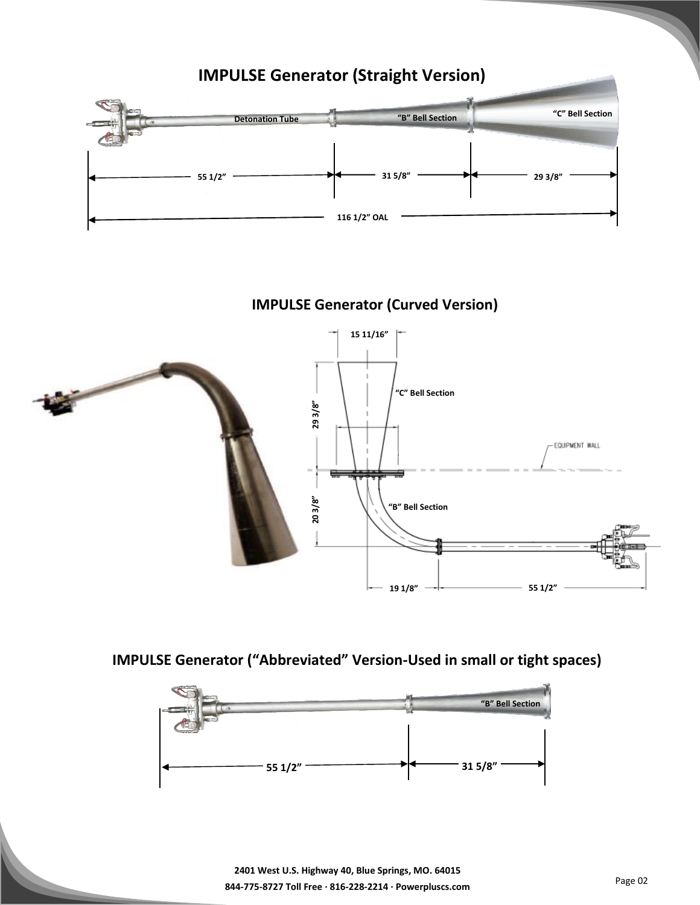## IMPULSE Generator (Straight Version)

Detonation Tube

"B" Bell Section

"C" Bell Section

55 1/2"

31 5/8"

29 3/8"

116 1/2" OAL

## IMPULSE Generator (Curved Version)

15 11/16"

"C" Bell Section

29 3/8"

EQUIPMENT WALL

20 3/8"

"B" Bell Section

19 1/8"

55 1/2"

## IMPULSE Generator ("Abbreviated" Version-Used in small or tight spaces)

"B" Bell Section

55 1/2"

31 5/8"

2401 West U.S. Highway 40, Blue Springs, MO. 64015

844-775-8727 Toll Free · 816-228-2214 · Powerpluscs.com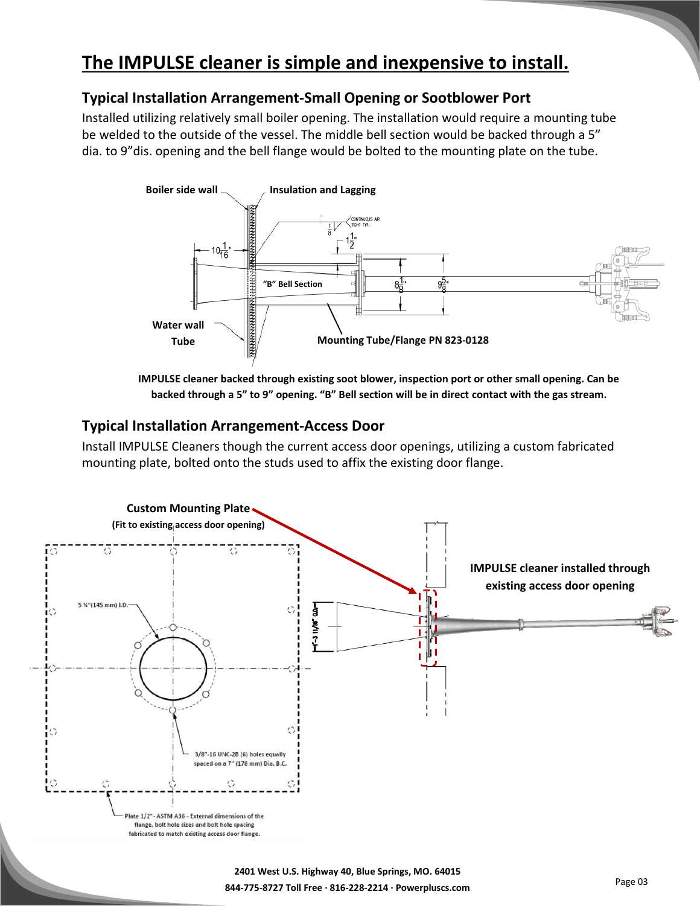# The IMPULSE cleaner is simple and inexpensive to install.

## Typical Installation Arrangement-Small Opening or Sootblower Port

Installed utilizing relatively small boiler opening. The installation would require a mounting tube be welded to the outside of the vessel. The middle bell section would be backed through a 5" dia. to 9"dis. opening and the bell flange would be bolted to the mounting plate on the tube.

Boiler side wall

Insulation and Lagging

"B" Bell Section

Water wall Tube

Mounting Tube/Flange PN 823-0128

**IMPULSE cleaner backed through existing soot blower, inspection port or other small opening. Can be backed through a 5" to 9" opening. "B" Bell section will be in direct contact with the gas stream.**

## Typical Installation Arrangement-Access Door

Install IMPULSE Cleaners though the current access door openings, utilizing a custom fabricated mounting plate, bolted onto the studs used to affix the existing door flange.

**Custom Mounting Plate**
**(Fit to existing access door opening)**

5 ¼"(145 mm) I.D.

3/8"-16 UNC-2B (6) holes equally spaced on a 7" (178 mm) Dia. B.C.

Plate 1/2" - ASTM A36 - External dimensions of the flange, bolt hole sizes and bolt hole spacing fabricated to match existing access door flange.

**IMPULSE cleaner installed through existing access door opening**

2401 West U.S. Highway 40, Blue Springs, MO. 64015
844-775-8727 Toll Free · 816-228-2214 · Powerpluscs.com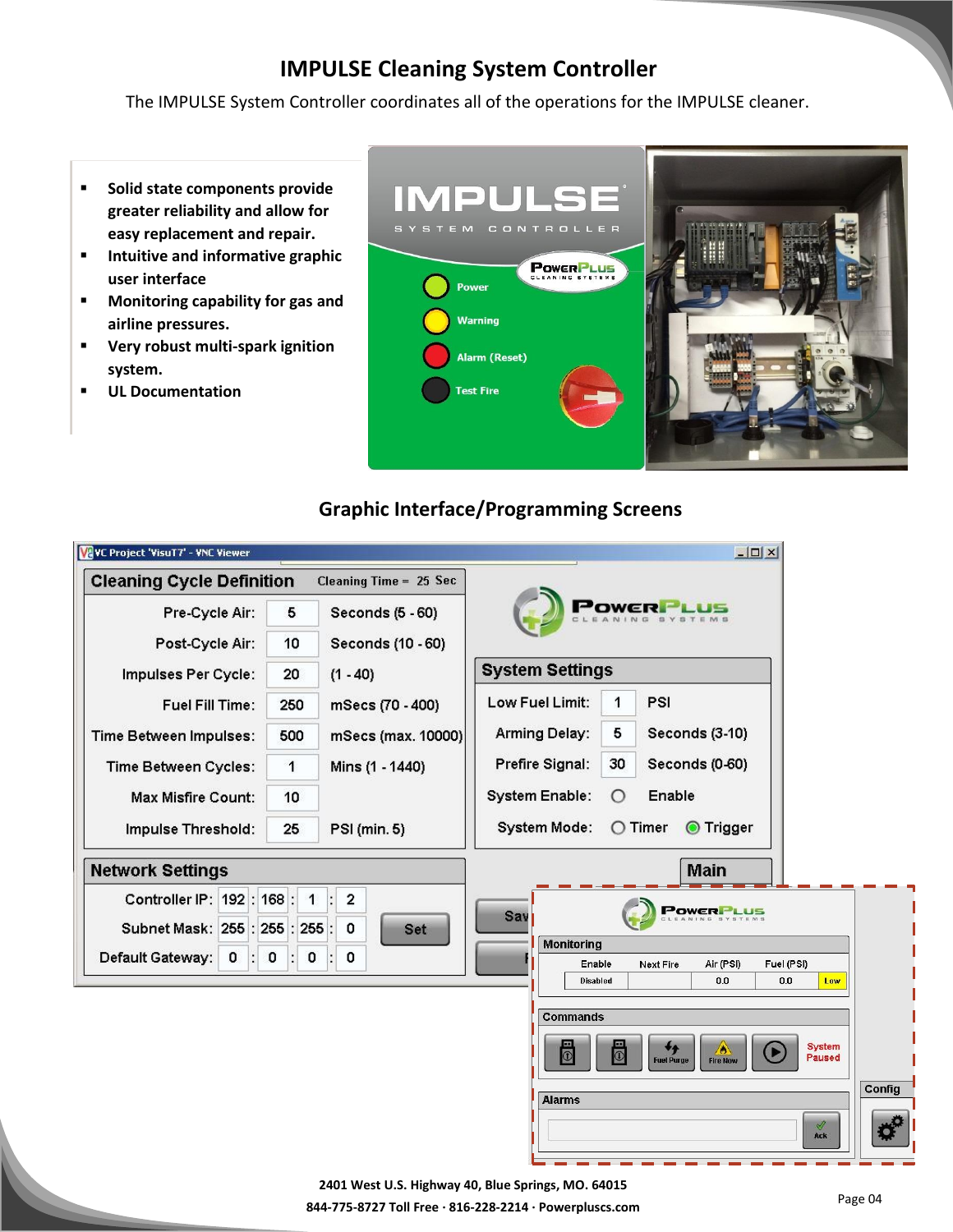# IMPULSE Cleaning System Controller

The IMPULSE System Controller coordinates all of the operations for the IMPULSE cleaner.

- Solid state components provide greater reliability and allow for easy replacement and repair.
- Intuitive and informative graphic user interface
- Monitoring capability for gas and airline pressures.
- Very robust multi-spark ignition system.
- UL Documentation

## Graphic Interface/Programming Screens

2401 West U.S. Highway 40, Blue Springs, MO. 64015

844-775-8727 Toll Free · 816-228-2214 · Powerpluscs.com